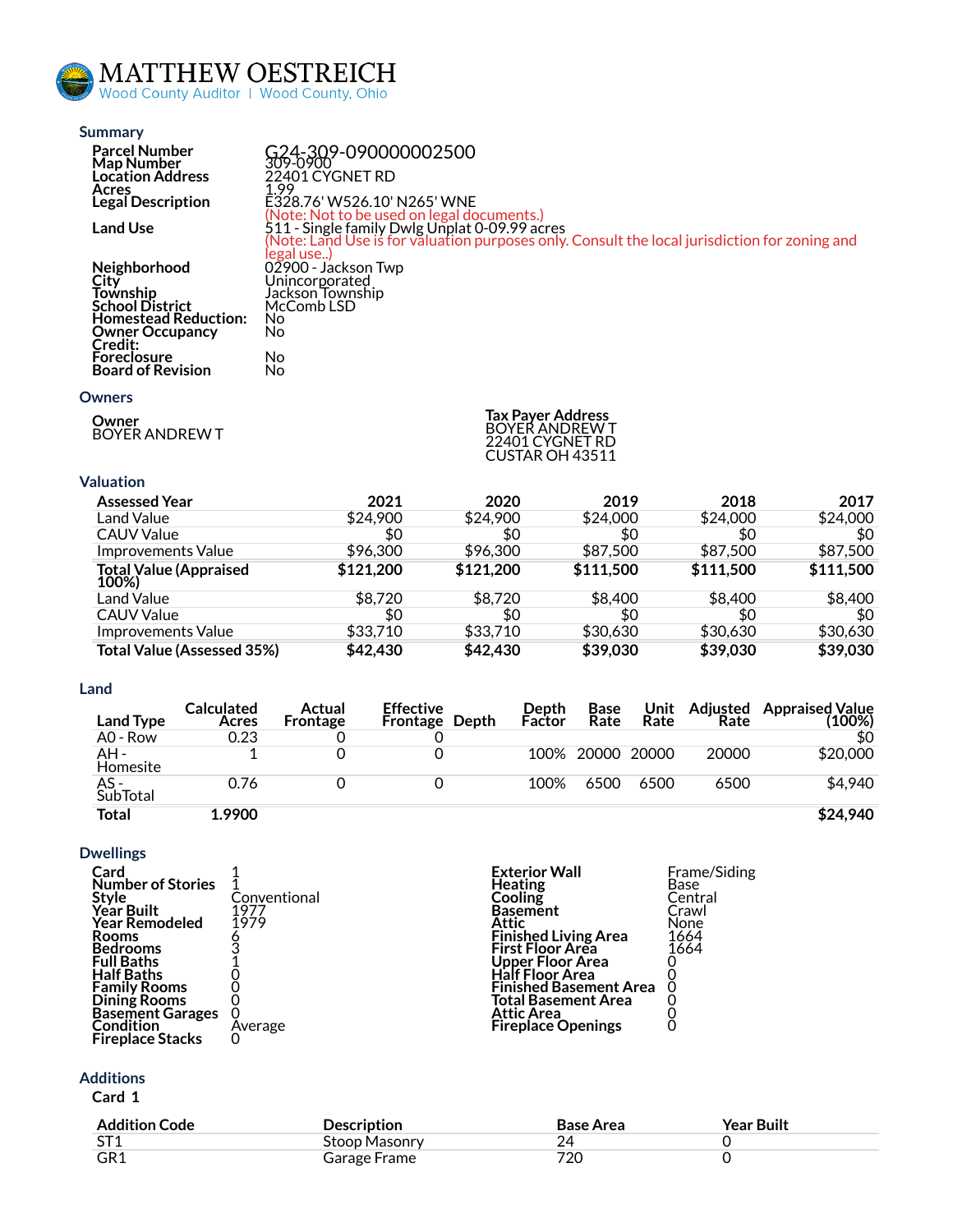# MATTHEW OESTREICH

Wood County Auditor | Wood County, Ohio

## Summary

| | |
|---|---|
| **Parcel Number** | G24-309-090000002500 |
| **Map Number** | 309-0900 |
| **Location Address** | 22401 CYGNET RD |
| **Acres** | 1.99 |
| **Legal Description** | E328.76' W526.10' N265' WNE<br>(Note: Not to be used on legal documents.) |
| **Land Use** | 511 - Single family Dwlg Unplat 0-09.99 acres<br>(Note: Land Use is for valuation purposes only. Consult the local jurisdiction for zoning and legal use..) |
| **Neighborhood** | 02900 - Jackson Twp |
| **City** | Unincorporated |
| **Township** | Jackson Township |
| **School District** | McComb LSD |
| **Homestead Reduction:** | No |
| **Owner Occupancy Credit:** | No |
| **Foreclosure** | No |
| **Board of Revision** | No |

## Owners

**Owner**
BOYER ANDREW T

**Tax Payer Address**
BOYER ANDREW T
22401 CYGNET RD
CUSTAR OH 43511

## Valuation

| Assessed Year | 2021 | 2020 | 2019 | 2018 | 2017 |
|---|---|---|---|---|---|
| Land Value | $24,900 | $24,900 | $24,000 | $24,000 | $24,000 |
| CAUV Value | $0 | $0 | $0 | $0 | $0 |
| Improvements Value | $96,300 | $96,300 | $87,500 | $87,500 | $87,500 |
| **Total Value (Appraised 100%)** | **$121,200** | **$121,200** | **$111,500** | **$111,500** | **$111,500** |
| Land Value | $8,720 | $8,720 | $8,400 | $8,400 | $8,400 |
| CAUV Value | $0 | $0 | $0 | $0 | $0 |
| Improvements Value | $33,710 | $33,710 | $30,630 | $30,630 | $30,630 |
| **Total Value (Assessed 35%)** | **$42,430** | **$42,430** | **$39,030** | **$39,030** | **$39,030** |

## Land

| Land Type | Calculated Acres | Actual Frontage | Effective Frontage | Depth | Depth Factor | Base Rate | Unit Rate | Adjusted Rate | Appraised Value (100%) |
|---|---|---|---|---|---|---|---|---|---|
| A0 - Row | 0.23 | 0 | 0 | | | | | | $0 |
| AH - Homesite | 1 | 0 | 0 | | 100% | 20000 | 20000 | 20000 | $20,000 |
| AS - SubTotal | 0.76 | 0 | 0 | | 100% | 6500 | 6500 | 6500 | $4,940 |
| **Total** | **1.9900** | | | | | | | | **$24,940** |

## Dwellings

| | |
|---|---|
| **Card** | 1 |
| **Number of Stories** | 1 |
| **Style** | Conventional |
| **Year Built** | 1977 |
| **Year Remodeled** | 1979 |
| **Rooms** | 6 |
| **Bedrooms** | 3 |
| **Full Baths** | 1 |
| **Half Baths** | 0 |
| **Family Rooms** | 0 |
| **Dining Rooms** | 0 |
| **Basement Garages** | 0 |
| **Condition** | Average |
| **Fireplace Stacks** | 0 |

| | |
|---|---|
| **Exterior Wall** | Frame/Siding |
| **Heating** | Base |
| **Cooling** | Central |
| **Basement** | Crawl |
| **Attic** | None |
| **Finished Living Area** | 1664 |
| **First Floor Area** | 1664 |
| **Upper Floor Area** | 0 |
| **Half Floor Area** | 0 |
| **Finished Basement Area** | 0 |
| **Total Basement Area** | 0 |
| **Attic Area** | 0 |
| **Fireplace Openings** | 0 |

## Additions

**Card 1**

| Addition Code | Description | Base Area | Year Built |
|---|---|---|---|
| ST1 | Stoop Masonry | 24 | 0 |
| GR1 | Garage Frame | 720 | 0 |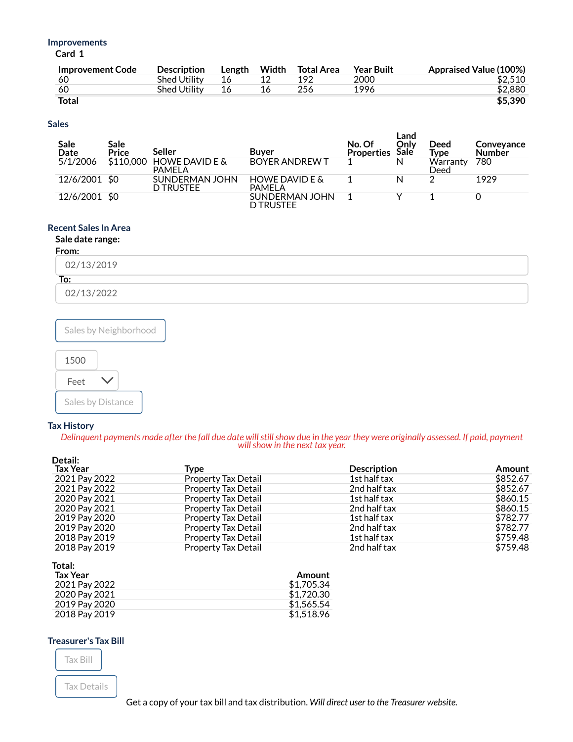## Improvements

**Card 1**

| Improvement Code | Description | Length | Width | Total Area | Year Built | Appraised Value (100%) |
|---|---|---|---|---|---|---|
| 60 | Shed Utility | 16 | 12 | 192 | 2000 | $2,510 |
| 60 | Shed Utility | 16 | 16 | 256 | 1996 | $2,880 |
| **Total** | | | | | | **$5,390** |

## Sales

| Sale Date | Sale Price | Seller | Buyer | No. Of Properties | Land Only Sale | Deed Type | Conveyance Number |
|---|---|---|---|---|---|---|---|
| 5/1/2006 | $110,000 | HOWE DAVID E & PAMELA | BOYER ANDREW T | 1 | N | Warranty Deed | 780 |
| 12/6/2001 | $0 | SUNDERMAN JOHN D TRUSTEE | HOWE DAVID E & PAMELA | 1 | N | 2 | 1929 |
| 12/6/2001 | $0 | | SUNDERMAN JOHN D TRUSTEE | 1 | Y | 1 | 0 |

## Recent Sales In Area

**Sale date range:**

**From:**

02/13/2019

**To:**

02/13/2022

Sales by Neighborhood

1500

Feet

Sales by Distance

## Tax History

*Delinquent payments made after the fall due date will still show due in the year they were originally assessed. If paid, payment will show in the next tax year.*

**Detail:**

| Tax Year | Type | Description | Amount |
|---|---|---|---|
| 2021 Pay 2022 | Property Tax Detail | 1st half tax | $852.67 |
| 2021 Pay 2022 | Property Tax Detail | 2nd half tax | $852.67 |
| 2020 Pay 2021 | Property Tax Detail | 1st half tax | $860.15 |
| 2020 Pay 2021 | Property Tax Detail | 2nd half tax | $860.15 |
| 2019 Pay 2020 | Property Tax Detail | 1st half tax | $782.77 |
| 2019 Pay 2020 | Property Tax Detail | 2nd half tax | $782.77 |
| 2018 Pay 2019 | Property Tax Detail | 1st half tax | $759.48 |
| 2018 Pay 2019 | Property Tax Detail | 2nd half tax | $759.48 |

**Total:**

| Tax Year | Amount |
|---|---|
| 2021 Pay 2022 | $1,705.34 |
| 2020 Pay 2021 | $1,720.30 |
| 2019 Pay 2020 | $1,565.54 |
| 2018 Pay 2019 | $1,518.96 |

## Treasurer's Tax Bill

Tax Bill

Tax Details

Get a copy of your tax bill and tax distribution. *Will direct user to the Treasurer website.*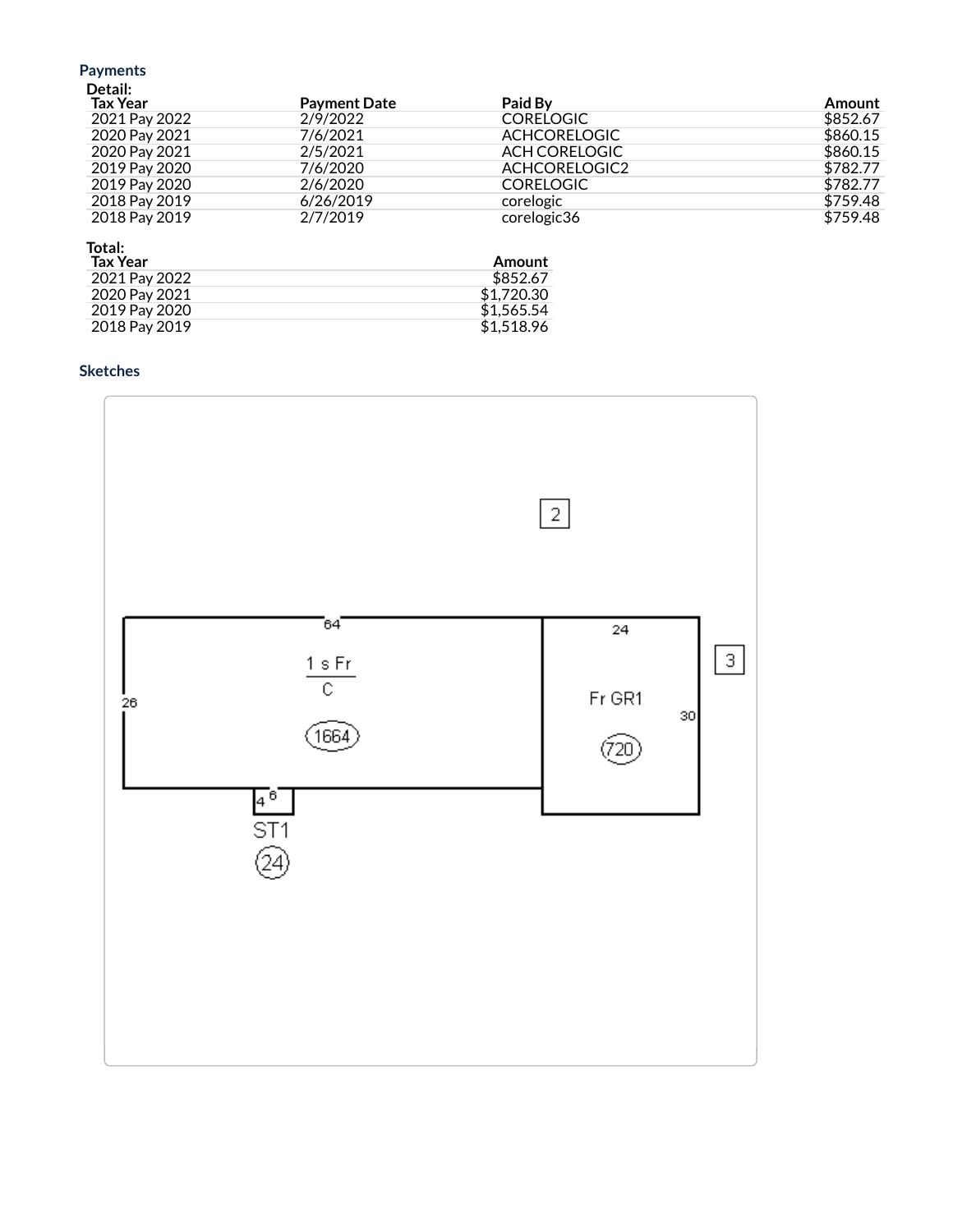## Payments

**Detail:**

| Tax Year | Payment Date | Paid By | Amount |
|---|---|---|---|
| 2021 Pay 2022 | 2/9/2022 | CORELOGIC | $852.67 |
| 2020 Pay 2021 | 7/6/2021 | ACHCORELOGIC | $860.15 |
| 2020 Pay 2021 | 2/5/2021 | ACH CORELOGIC | $860.15 |
| 2019 Pay 2020 | 7/6/2020 | ACHCORELOGIC2 | $782.77 |
| 2019 Pay 2020 | 2/6/2020 | CORELOGIC | $782.77 |
| 2018 Pay 2019 | 6/26/2019 | corelogic | $759.48 |
| 2018 Pay 2019 | 2/7/2019 | corelogic36 | $759.48 |

**Total:**

| Tax Year | Amount |
|---|---|
| 2021 Pay 2022 | $852.67 |
| 2020 Pay 2021 | $1,720.30 |
| 2019 Pay 2020 | $1,565.54 |
| 2018 Pay 2019 | $1,518.96 |

## Sketches

2

64

1 s Fr

C

26

1664

24

Fr GR1

30

720

3

4 6

ST1

24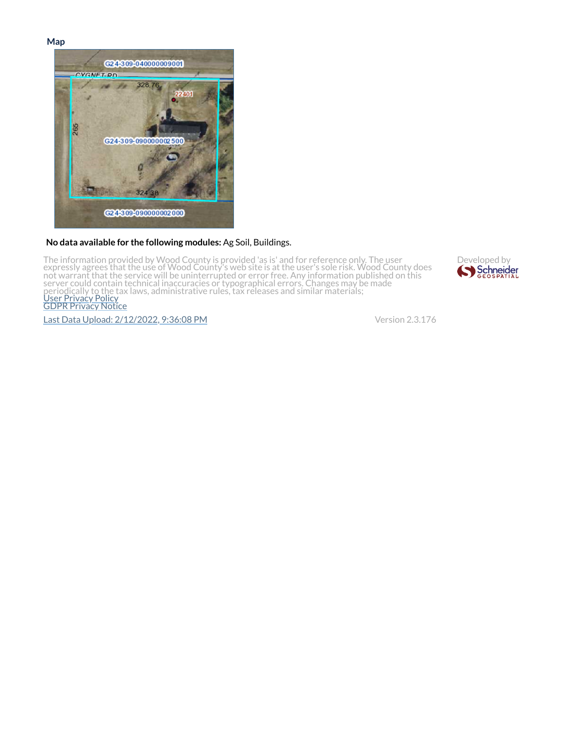**Map**

G24-309-040000009001

CYGNET-RD

328.76

22401

265

G24-309-090000002500

324.38

G24-309-090000002000

**No data available for the following modules:** Ag Soil, Buildings.

The information provided by Wood County is provided 'as is' and for reference only. The user expressly agrees that the use of Wood County's web site is at the user's sole risk. Wood County does not warrant that the service will be uninterrupted or error free. Any information published on this server could contain technical inaccuracies or typographical errors. Changes may be made periodically to the tax laws, administrative rules, tax releases and similar materials;

User Privacy Policy

GDPR Privacy Notice

Last Data Upload: 2/12/2022, 9:36:08 PM

Version 2.3.176

Developed by Schneider GEOSPATIAL